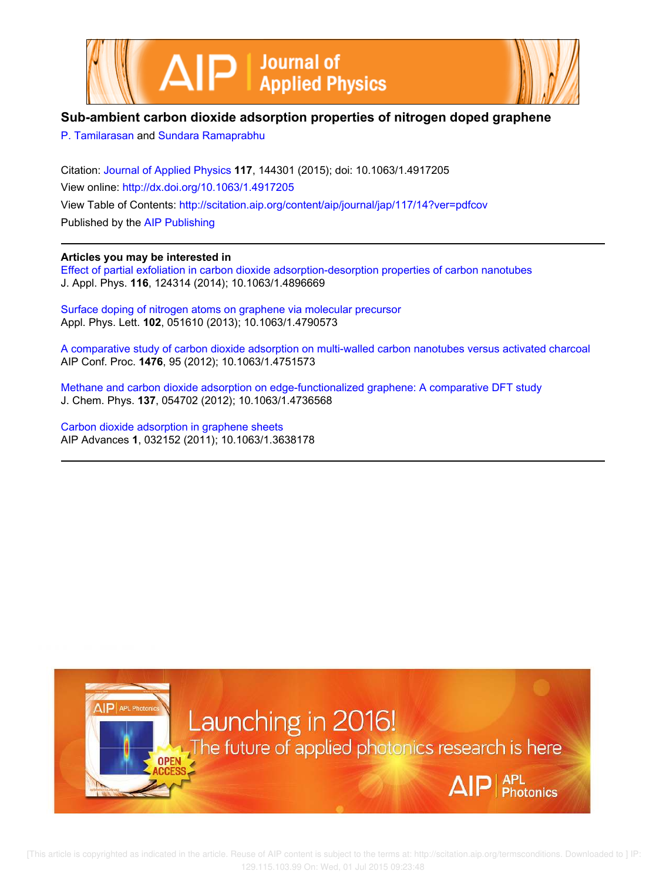# Sub-ambient carbon dioxide adsorption properties of nitrogen doped graphene

P. Tamilarasan and Sundara Ramaprabhu

Citation: Journal of Applied Physics **117**, 144301 (2015); doi: 10.1063/1.4917205

View online: http://dx.doi.org/10.1063/1.4917205

View Table of Contents: http://scitation.aip.org/content/aip/journal/jap/117/14?ver=pdfcov

Published by the AIP Publishing

**Articles you may be interested in**

Effect of partial exfoliation in carbon dioxide adsorption-desorption properties of carbon nanotubes
J. Appl. Phys. **116**, 124314 (2014); 10.1063/1.4896669

Surface doping of nitrogen atoms on graphene via molecular precursor
Appl. Phys. Lett. **102**, 051610 (2013); 10.1063/1.4790573

A comparative study of carbon dioxide adsorption on multi-walled carbon nanotubes versus activated charcoal
AIP Conf. Proc. **1476**, 95 (2012); 10.1063/1.4751573

Methane and carbon dioxide adsorption on edge-functionalized graphene: A comparative DFT study
J. Chem. Phys. **137**, 054702 (2012); 10.1063/1.4736568

Carbon dioxide adsorption in graphene sheets
AIP Advances **1**, 032152 (2011); 10.1063/1.3638178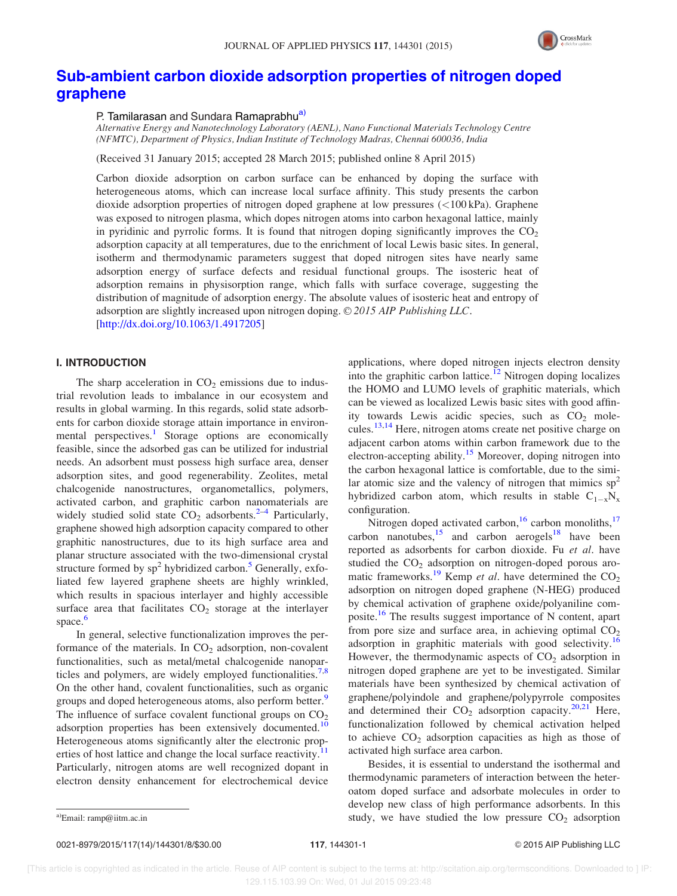# Sub-ambient carbon dioxide adsorption properties of nitrogen doped graphene

P. Tamilarasan and Sundara Ramaprabhu[a)]

*Alternative Energy and Nanotechnology Laboratory (AENL), Nano Functional Materials Technology Centre (NFMTC), Department of Physics, Indian Institute of Technology Madras, Chennai 600036, India*

(Received 31 January 2015; accepted 28 March 2015; published online 8 April 2015)

Carbon dioxide adsorption on carbon surface can be enhanced by doping the surface with heterogeneous atoms, which can increase local surface affinity. This study presents the carbon dioxide adsorption properties of nitrogen doped graphene at low pressures (<100 kPa). Graphene was exposed to nitrogen plasma, which dopes nitrogen atoms into carbon hexagonal lattice, mainly in pyridinic and pyrrolic forms. It is found that nitrogen doping significantly improves the $CO_2$ adsorption capacity at all temperatures, due to the enrichment of local Lewis basic sites. In general, isotherm and thermodynamic parameters suggest that doped nitrogen sites have nearly same adsorption energy of surface defects and residual functional groups. The isosteric heat of adsorption remains in physisorption range, which falls with surface coverage, suggesting the distribution of magnitude of adsorption energy. The absolute values of isosteric heat and entropy of adsorption are slightly increased upon nitrogen doping. © *2015 AIP Publishing LLC.* [http://dx.doi.org/10.1063/1.4917205]

## I. INTRODUCTION

The sharp acceleration in $CO_2$ emissions due to industrial revolution leads to imbalance in our ecosystem and results in global warming. In this regards, solid state adsorbents for carbon dioxide storage attain importance in environmental perspectives.[1] Storage options are economically feasible, since the adsorbed gas can be utilized for industrial needs. An adsorbent must possess high surface area, denser adsorption sites, and good regenerability. Zeolites, metal chalcogenide nanostructures, organometallics, polymers, activated carbon, and graphitic carbon nanomaterials are widely studied solid state $CO_2$ adsorbents.[2–4] Particularly, graphene showed high adsorption capacity compared to other graphitic nanostructures, due to its high surface area and planar structure associated with the two-dimensional crystal structure formed by $sp^2$ hybridized carbon.[5] Generally, exfoliated few layered graphene sheets are highly wrinkled, which results in spacious interlayer and highly accessible surface area that facilitates $CO_2$ storage at the interlayer space.[6]

In general, selective functionalization improves the performance of the materials. In $CO_2$ adsorption, non-covalent functionalities, such as metal/metal chalcogenide nanoparticles and polymers, are widely employed functionalities.[7,8] On the other hand, covalent functionalities, such as organic groups and doped heterogeneous atoms, also perform better.[9] The influence of surface covalent functional groups on $CO_2$ adsorption properties has been extensively documented.[10] Heterogeneous atoms significantly alter the electronic properties of host lattice and change the local surface reactivity.[11] Particularly, nitrogen atoms are well recognized dopant in electron density enhancement for electrochemical device applications, where doped nitrogen injects electron density into the graphitic carbon lattice.[12] Nitrogen doping localizes the HOMO and LUMO levels of graphitic materials, which can be viewed as localized Lewis basic sites with good affinity towards Lewis acidic species, such as $CO_2$ molecules.[13,14] Here, nitrogen atoms create net positive charge on adjacent carbon atoms within carbon framework due to the electron-accepting ability.[15] Moreover, doping nitrogen into the carbon hexagonal lattice is comfortable, due to the similar atomic size and the valency of nitrogen that mimics $sp^2$ hybridized carbon atom, which results in stable $C_{1-x}N_x$ configuration.

Nitrogen doped activated carbon,[16] carbon monoliths,[17] carbon nanotubes,[15] and carbon aerogels[18] have been reported as adsorbents for carbon dioxide. Fu *et al.* have studied the $CO_2$ adsorption on nitrogen-doped porous aromatic frameworks.[19] Kemp *et al.* have determined the $CO_2$ adsorption on nitrogen doped graphene (N-HEG) produced by chemical activation of graphene oxide/polyaniline composite.[16] The results suggest importance of N content, apart from pore size and surface area, in achieving optimal $CO_2$ adsorption in graphitic materials with good selectivity.[16] However, the thermodynamic aspects of $CO_2$ adsorption in nitrogen doped graphene are yet to be investigated. Similar materials have been synthesized by chemical activation of graphene/polyindole and graphene/polypyrrole composites and determined their $CO_2$ adsorption capacity.[20,21] Here, functionalization followed by chemical activation helped to achieve $CO_2$ adsorption capacities as high as those of activated high surface area carbon.

Besides, it is essential to understand the isothermal and thermodynamic parameters of interaction between the heteroatom doped surface and adsorbate molecules in order to develop new class of high performance adsorbents. In this study, we have studied the low pressure $CO_2$ adsorption

[a)] Email: ramp@iitm.ac.in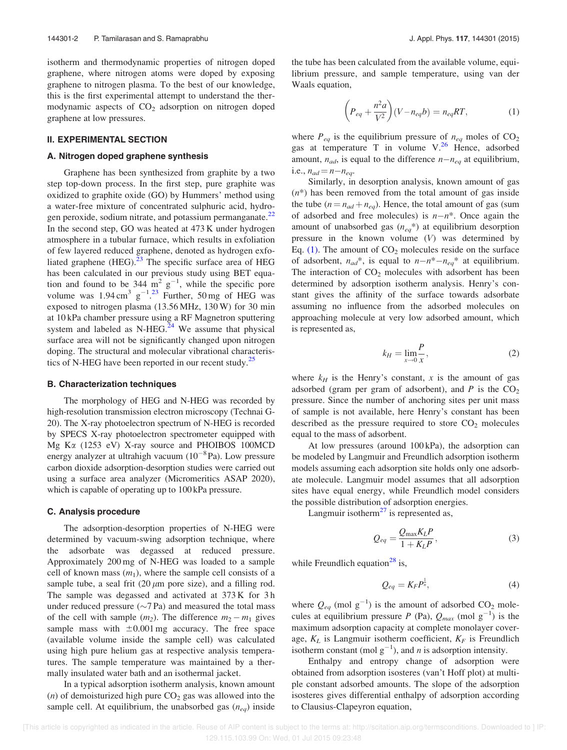isotherm and thermodynamic properties of nitrogen doped graphene, where nitrogen atoms were doped by exposing graphene to nitrogen plasma. To the best of our knowledge, this is the first experimental attempt to understand the thermodynamic aspects of $CO_2$ adsorption on nitrogen doped graphene at low pressures.

## II. EXPERIMENTAL SECTION

### A. Nitrogen doped graphene synthesis

Graphene has been synthesized from graphite by a two step top-down process. In the first step, pure graphite was oxidized to graphite oxide (GO) by Hummers' method using a water-free mixture of concentrated sulphuric acid, hydrogen peroxide, sodium nitrate, and potassium permanganate.[22] In the second step, GO was heated at 473 K under hydrogen atmosphere in a tubular furnace, which results in exfoliation of few layered reduced graphene, denoted as hydrogen exfoliated graphene (HEG).[23] The specific surface area of HEG has been calculated in our previous study using BET equation and found to be 344 $m^2$ $g^{-1}$, while the specific pore volume was 1.94 $cm^3$ $g^{-1}$.[23] Further, 50 mg of HEG was exposed to nitrogen plasma (13.56 MHz, 130 W) for 30 min at 10 kPa chamber pressure using a RF Magnetron sputtering system and labeled as N-HEG.[24] We assume that physical surface area will not be significantly changed upon nitrogen doping. The structural and molecular vibrational characteristics of N-HEG have been reported in our recent study.[25]

### B. Characterization techniques

The morphology of HEG and N-HEG was recorded by high-resolution transmission electron microscopy (Technai G-20). The X-ray photoelectron spectrum of N-HEG is recorded by SPECS X-ray photoelectron spectrometer equipped with Mg Kα (1253 eV) X-ray source and PHOIBOS 100MCD energy analyzer at ultrahigh vacuum ($10^{-8}$ Pa). Low pressure carbon dioxide adsorption-desorption studies were carried out using a surface area analyzer (Micromeritics ASAP 2020), which is capable of operating up to 100 kPa pressure.

### C. Analysis procedure

The adsorption-desorption properties of N-HEG were determined by vacuum-swing adsorption technique, where the adsorbate was degassed at reduced pressure. Approximately 200 mg of N-HEG was loaded to a sample cell of known mass ($m_1$), where the sample cell consists of a sample tube, a seal frit (20 $\mu$m pore size), and a filling rod. The sample was degassed and activated at 373 K for 3 h under reduced pressure (~7 Pa) and measured the total mass of the cell with sample ($m_2$). The difference $m_2 - m_1$ gives sample mass with ±0.001 mg accuracy. The free space (available volume inside the sample cell) was calculated using high pure helium gas at respective analysis temperatures. The sample temperature was maintained by a thermally insulated water bath and an isothermal jacket.

In a typical adsorption isotherm analysis, known amount ($n$) of demoisturized high pure $CO_2$ gas was allowed into the sample cell. At equilibrium, the unabsorbed gas ($n_{eq}$) inside the tube has been calculated from the available volume, equilibrium pressure, and sample temperature, using van der Waals equation,

$$\left(P_{eq} + \frac{n^2 a}{V^2}\right)(V - n_{eq} b) = n_{eq} RT, \tag{1}$$

where $P_{eq}$ is the equilibrium pressure of $n_{eq}$ moles of $CO_2$ gas at temperature T in volume V.[26] Hence, adsorbed amount, $n_{ad}$, is equal to the difference $n - n_{eq}$ at equilibrium, i.e., $n_{ad} = n - n_{eq}$.

Similarly, in desorption analysis, known amount of gas ($n^*$) has been removed from the total amount of gas inside the tube ($n = n_{ad} + n_{eq}$). Hence, the total amount of gas (sum of adsorbed and free molecules) is $n - n^*$. Once again the amount of unabsorbed gas ($n_{eq}{}^*$) at equilibrium desorption pressure in the known volume ($V$) was determined by Eq. (1). The amount of $CO_2$ molecules reside on the surface of adsorbent, $n_{ad}{}^*$, is equal to $n - n^* - n_{eq}{}^*$ at equilibrium. The interaction of $CO_2$ molecules with adsorbent has been determined by adsorption isotherm analysis. Henry's constant gives the affinity of the surface towards adsorbate assuming no influence from the adsorbed molecules on approaching molecule at very low adsorbed amount, which is represented as,

$$k_H = \lim_{x \to 0} \frac{P}{x}, \tag{2}$$

where $k_H$ is the Henry's constant, $x$ is the amount of gas adsorbed (gram per gram of adsorbent), and $P$ is the $CO_2$ pressure. Since the number of anchoring sites per unit mass of sample is not available, here Henry's constant has been described as the pressure required to store $CO_2$ molecules equal to the mass of adsorbent.

At low pressures (around 100 kPa), the adsorption can be modeled by Langmuir and Freundlich adsorption isotherm models assuming each adsorption site holds only one adsorbate molecule. Langmuir model assumes that all adsorption sites have equal energy, while Freundlich model considers the possible distribution of adsorption energies.

Langmuir isotherm[27] is represented as,

$$Q_{eq} = \frac{Q_{\max} K_L P}{1 + K_L P}, \tag{3}$$

while Freundlich equation[28] is,

$$Q_{eq} = K_F P^{\frac{1}{n}}, \tag{4}$$

where $Q_{eq}$ (mol $g^{-1}$) is the amount of adsorbed $CO_2$ molecules at equilibrium pressure $P$ (Pa), $Q_{max}$ (mol $g^{-1}$) is the maximum adsorption capacity at complete monolayer coverage, $K_L$ is Langmuir isotherm coefficient, $K_F$ is Freundlich isotherm constant (mol $g^{-1}$), and $n$ is adsorption intensity.

Enthalpy and entropy change of adsorption were obtained from adsorption isosteres (van't Hoff plot) at multiple constant adsorbed amounts. The slope of the adsorption isosteres gives differential enthalpy of adsorption according to Clausius-Clapeyron equation,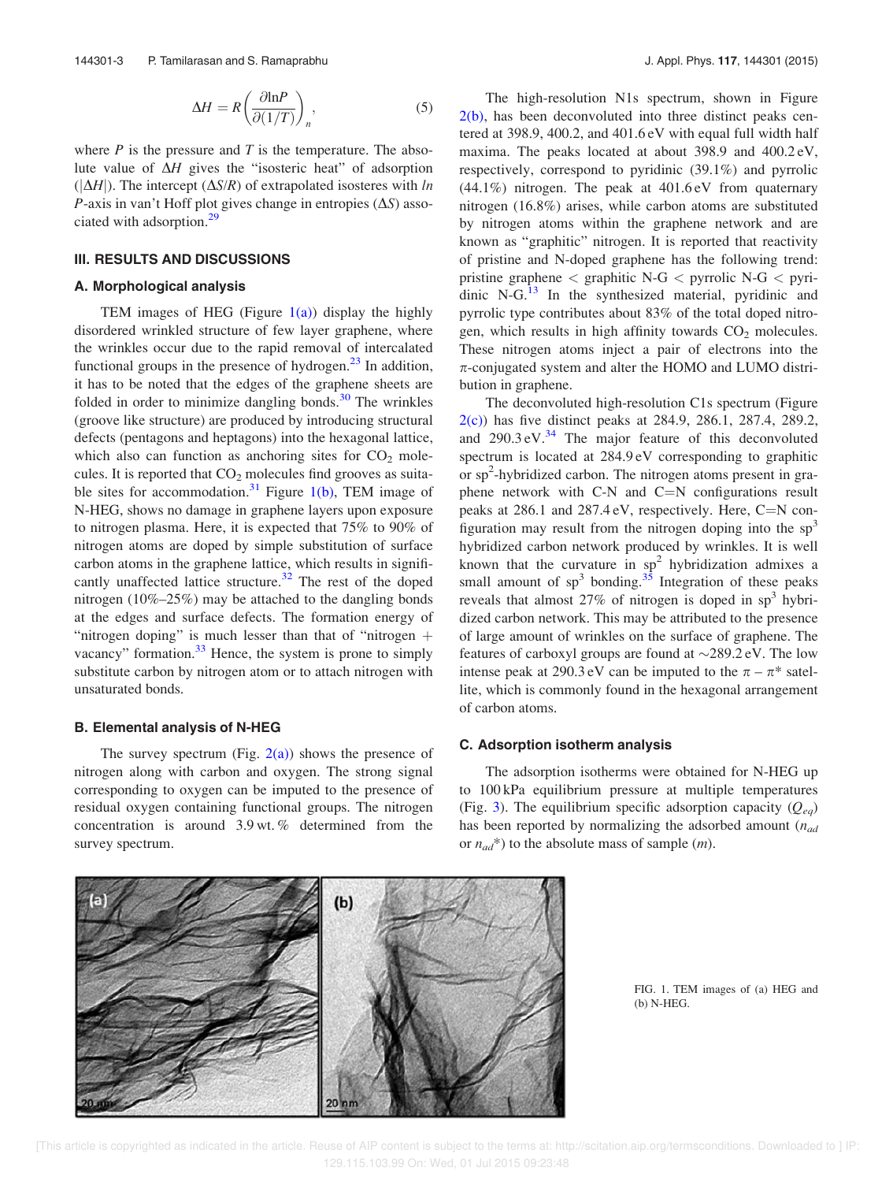$$\Delta H = R\left(\frac{\partial \ln P}{\partial(1/T)}\right)_n, \tag{5}$$

where $P$ is the pressure and $T$ is the temperature. The absolute value of $\Delta H$ gives the "isosteric heat" of adsorption ($|\Delta H|$). The intercept ($\Delta S/R$) of extrapolated isosteres with $ln$ $P$-axis in van't Hoff plot gives change in entropies ($\Delta S$) associated with adsorption.[29]

## III. RESULTS AND DISCUSSIONS

### A. Morphological analysis

TEM images of HEG (Figure 1(a)) display the highly disordered wrinkled structure of few layer graphene, where the wrinkles occur due to the rapid removal of intercalated functional groups in the presence of hydrogen.[23] In addition, it has to be noted that the edges of the graphene sheets are folded in order to minimize dangling bonds.[30] The wrinkles (groove like structure) are produced by introducing structural defects (pentagons and heptagons) into the hexagonal lattice, which also can function as anchoring sites for $CO_2$ molecules. It is reported that $CO_2$ molecules find grooves as suitable sites for accommodation.[31] Figure 1(b), TEM image of N-HEG, shows no damage in graphene layers upon exposure to nitrogen plasma. Here, it is expected that 75% to 90% of nitrogen atoms are doped by simple substitution of surface carbon atoms in the graphene lattice, which results in significantly unaffected lattice structure.[32] The rest of the doped nitrogen (10%–25%) may be attached to the dangling bonds at the edges and surface defects. The formation energy of "nitrogen doping" is much lesser than that of "nitrogen + vacancy" formation.[33] Hence, the system is prone to simply substitute carbon by nitrogen atom or to attach nitrogen with unsaturated bonds.

### B. Elemental analysis of N-HEG

The survey spectrum (Fig. 2(a)) shows the presence of nitrogen along with carbon and oxygen. The strong signal corresponding to oxygen can be imputed to the presence of residual oxygen containing functional groups. The nitrogen concentration is around 3.9 wt. % determined from the survey spectrum.

The high-resolution N1s spectrum, shown in Figure 2(b), has been deconvoluted into three distinct peaks centered at 398.9, 400.2, and 401.6 eV with equal full width half maxima. The peaks located at about 398.9 and 400.2 eV, respectively, correspond to pyridinic (39.1%) and pyrrolic (44.1%) nitrogen. The peak at 401.6 eV from quaternary nitrogen (16.8%) arises, while carbon atoms are substituted by nitrogen atoms within the graphene network and are known as "graphitic" nitrogen. It is reported that reactivity of pristine and N-doped graphene has the following trend: pristine graphene < graphitic N-G < pyrrolic N-G < pyridinic N-G.[13] In the synthesized material, pyridinic and pyrrolic type contributes about 83% of the total doped nitrogen, which results in high affinity towards $CO_2$ molecules. These nitrogen atoms inject a pair of electrons into the $\pi$-conjugated system and alter the HOMO and LUMO distribution in graphene.

The deconvoluted high-resolution C1s spectrum (Figure 2(c)) has five distinct peaks at 284.9, 286.1, 287.4, 289.2, and 290.3 eV.[34] The major feature of this deconvoluted spectrum is located at 284.9 eV corresponding to graphitic or $sp^2$-hybridized carbon. The nitrogen atoms present in graphene network with C-N and C=N configurations result peaks at 286.1 and 287.4 eV, respectively. Here, C=N configuration may result from the nitrogen doping into the $sp^3$ hybridized carbon network produced by wrinkles. It is well known that the curvature in $sp^2$ hybridization admixes a small amount of $sp^3$ bonding.[35] Integration of these peaks reveals that almost 27% of nitrogen is doped in $sp^3$ hybridized carbon network. This may be attributed to the presence of large amount of wrinkles on the surface of graphene. The features of carboxyl groups are found at ~289.2 eV. The low intense peak at 290.3 eV can be imputed to the $\pi - \pi^*$ satellite, which is commonly found in the hexagonal arrangement of carbon atoms.

### C. Adsorption isotherm analysis

The adsorption isotherms were obtained for N-HEG up to 100 kPa equilibrium pressure at multiple temperatures (Fig. 3). The equilibrium specific adsorption capacity ($Q_{eq}$) has been reported by normalizing the adsorbed amount ($n_{ad}$ or $n_{ad}$*) to the absolute mass of sample ($m$).

FIG. 1. TEM images of (a) HEG and (b) N-HEG.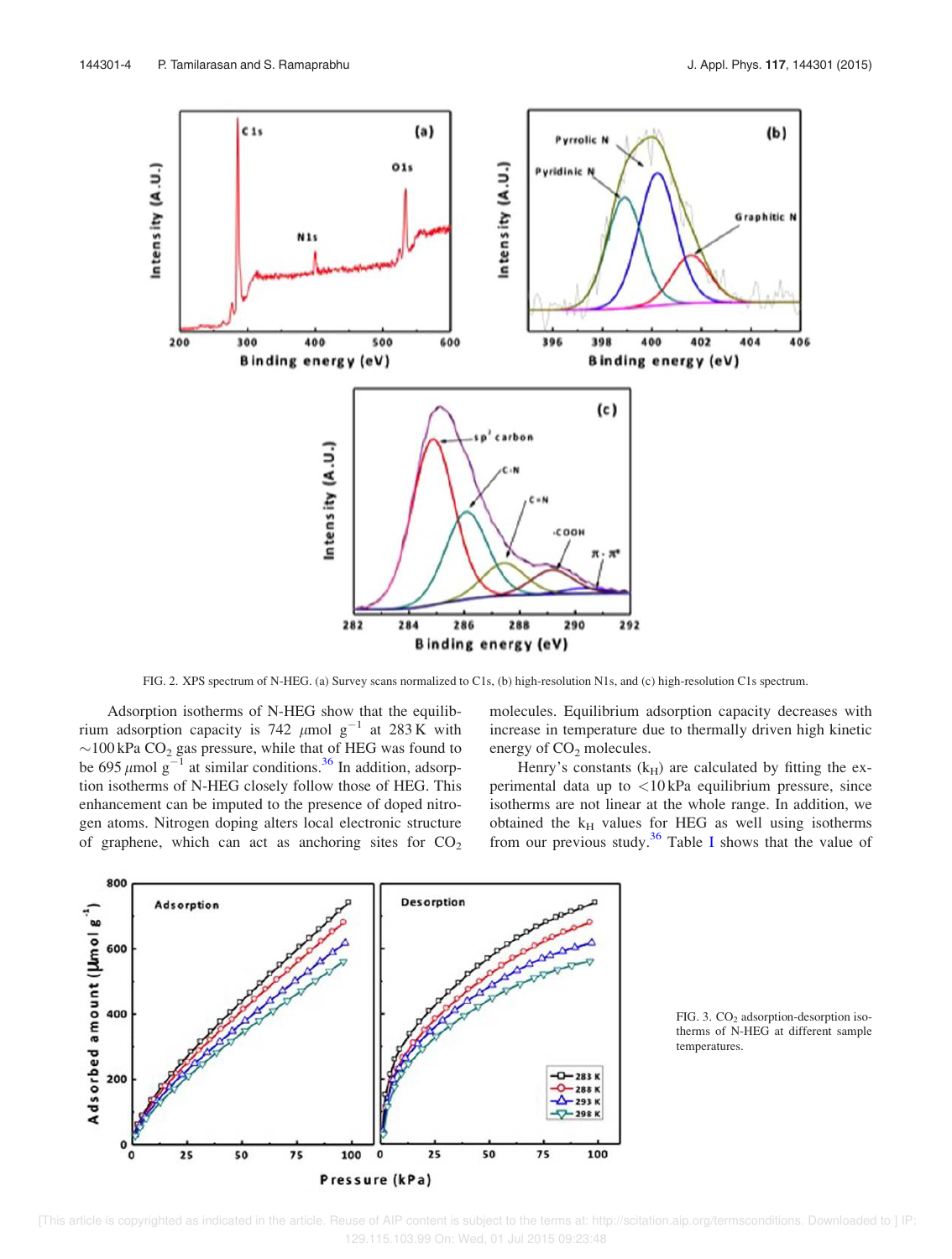FIG. 2. XPS spectrum of N-HEG. (a) Survey scans normalized to C1s, (b) high-resolution N1s, and (c) high-resolution C1s spectrum.

Adsorption isotherms of N-HEG show that the equilibrium adsorption capacity is 742 $\mu$mol g$^{-1}$ at 283 K with ~100 kPa $CO_2$ gas pressure, while that of HEG was found to be 695 $\mu$mol g$^{-1}$ at similar conditions.[36] In addition, adsorption isotherms of N-HEG closely follow those of HEG. This enhancement can be imputed to the presence of doped nitrogen atoms. Nitrogen doping alters local electronic structure of graphene, which can act as anchoring sites for $CO_2$ molecules. Equilibrium adsorption capacity decreases with increase in temperature due to thermally driven high kinetic energy of $CO_2$ molecules.

Henry's constants ($k_H$) are calculated by fitting the experimental data up to <10 kPa equilibrium pressure, since isotherms are not linear at the whole range. In addition, we obtained the $k_H$ values for HEG as well using isotherms from our previous study.[36] Table I shows that the value of

FIG. 3. $CO_2$ adsorption-desorption isotherms of N-HEG at different sample temperatures.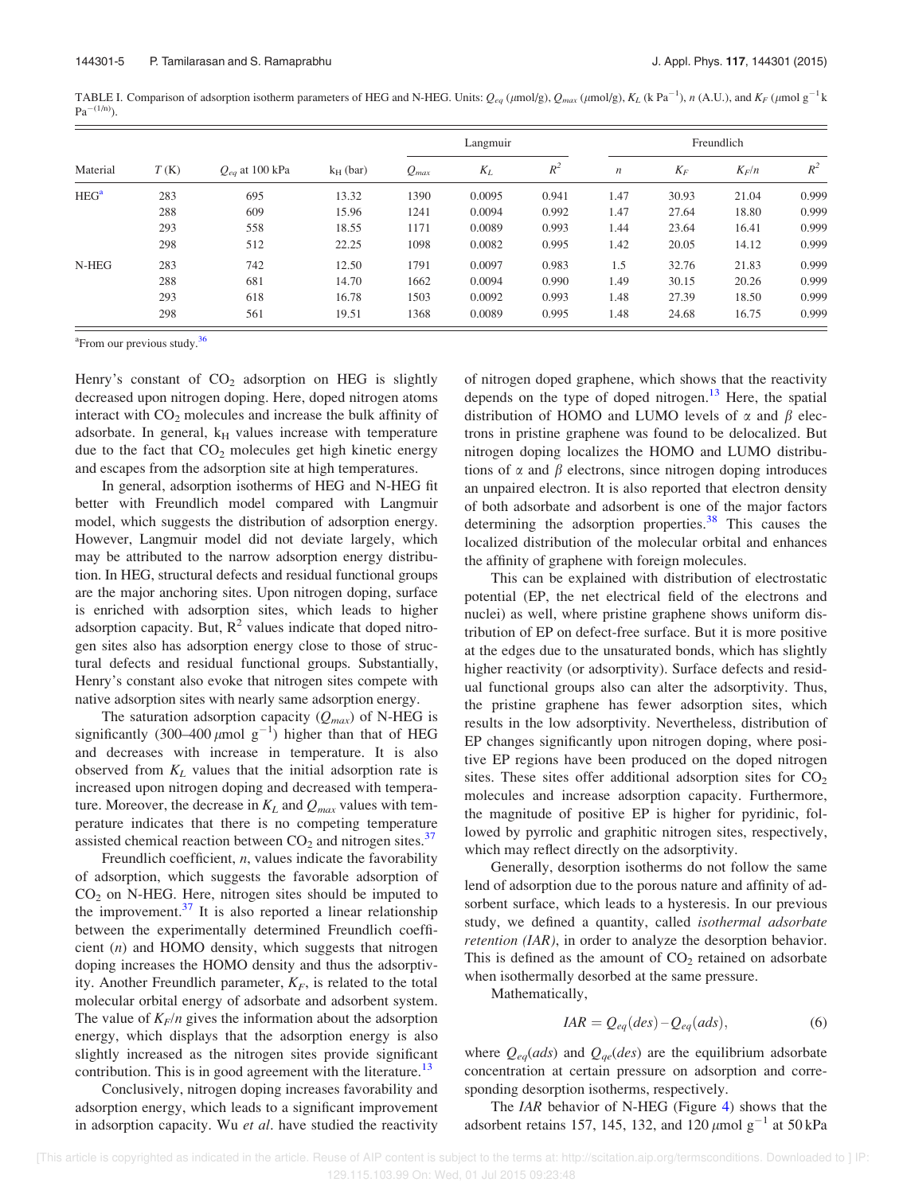TABLE I. Comparison of adsorption isotherm parameters of HEG and N-HEG. Units: $Q_{eq}$ (μmol/g), $Q_{max}$ (μmol/g), $K_L$ (k $Pa^{-1}$), $n$ (A.U.), and $K_F$ (μmol $g^{-1}$ k $Pa^{-(1/n)}$).

| Material | $T$ (K) | $Q_{eq}$ at 100 kPa | $k_H$ (bar) | Langmuir | | | Freundlich | | | |
|---|---|---|---|---|---|---|---|---|---|---|
| | | | | $Q_{max}$ | $K_L$ | $R^2$ | $n$ | $K_F$ | $K_F/n$ | $R^2$ |
| HEG[a] | 283 | 695 | 13.32 | 1390 | 0.0095 | 0.941 | 1.47 | 30.93 | 21.04 | 0.999 |
| | 288 | 609 | 15.96 | 1241 | 0.0094 | 0.992 | 1.47 | 27.64 | 18.80 | 0.999 |
| | 293 | 558 | 18.55 | 1171 | 0.0089 | 0.993 | 1.44 | 23.64 | 16.41 | 0.999 |
| | 298 | 512 | 22.25 | 1098 | 0.0082 | 0.995 | 1.42 | 20.05 | 14.12 | 0.999 |
| N-HEG | 283 | 742 | 12.50 | 1791 | 0.0097 | 0.983 | 1.5 | 32.76 | 21.83 | 0.999 |
| | 288 | 681 | 14.70 | 1662 | 0.0094 | 0.990 | 1.49 | 30.15 | 20.26 | 0.999 |
| | 293 | 618 | 16.78 | 1503 | 0.0092 | 0.993 | 1.48 | 27.39 | 18.50 | 0.999 |
| | 298 | 561 | 19.51 | 1368 | 0.0089 | 0.995 | 1.48 | 24.68 | 16.75 | 0.999 |

[a]From our previous study.[36]

Henry's constant of $CO_2$ adsorption on HEG is slightly decreased upon nitrogen doping. Here, doped nitrogen atoms interact with $CO_2$ molecules and increase the bulk affinity of adsorbate. In general, $k_H$ values increase with temperature due to the fact that $CO_2$ molecules get high kinetic energy and escapes from the adsorption site at high temperatures.

In general, adsorption isotherms of HEG and N-HEG fit better with Freundlich model compared with Langmuir model, which suggests the distribution of adsorption energy. However, Langmuir model did not deviate largely, which may be attributed to the narrow adsorption energy distribution. In HEG, structural defects and residual functional groups are the major anchoring sites. Upon nitrogen doping, surface is enriched with adsorption sites, which leads to higher adsorption capacity. But, $R^2$ values indicate that doped nitrogen sites also has adsorption energy close to those of structural defects and residual functional groups. Substantially, Henry's constant also evoke that nitrogen sites compete with native adsorption sites with nearly same adsorption energy.

The saturation adsorption capacity ($Q_{max}$) of N-HEG is significantly (300–400 μmol $g^{-1}$) higher than that of HEG and decreases with increase in temperature. It is also observed from $K_L$ values that the initial adsorption rate is increased upon nitrogen doping and decreased with temperature. Moreover, the decrease in $K_L$ and $Q_{max}$ values with temperature indicates that there is no competing temperature assisted chemical reaction between $CO_2$ and nitrogen sites.[37]

Freundlich coefficient, $n$, values indicate the favorability of adsorption, which suggests the favorable adsorption of $CO_2$ on N-HEG. Here, nitrogen sites should be imputed to the improvement.[37] It is also reported a linear relationship between the experimentally determined Freundlich coefficient ($n$) and HOMO density, which suggests that nitrogen doping increases the HOMO density and thus the adsorptivity. Another Freundlich parameter, $K_F$, is related to the total molecular orbital energy of adsorbate and adsorbent system. The value of $K_F/n$ gives the information about the adsorption energy, which displays that the adsorption energy is also slightly increased as the nitrogen sites provide significant contribution. This is in good agreement with the literature.[13]

Conclusively, nitrogen doping increases favorability and adsorption energy, which leads to a significant improvement in adsorption capacity. Wu *et al*. have studied the reactivity of nitrogen doped graphene, which shows that the reactivity depends on the type of doped nitrogen.[13] Here, the spatial distribution of HOMO and LUMO levels of α and β electrons in pristine graphene was found to be delocalized. But nitrogen doping localizes the HOMO and LUMO distributions of α and β electrons, since nitrogen doping introduces an unpaired electron. It is also reported that electron density of both adsorbate and adsorbent is one of the major factors determining the adsorption properties.[38] This causes the localized distribution of the molecular orbital and enhances the affinity of graphene with foreign molecules.

This can be explained with distribution of electrostatic potential (EP, the net electrical field of the electrons and nuclei) as well, where pristine graphene shows uniform distribution of EP on defect-free surface. But it is more positive at the edges due to the unsaturated bonds, which has slightly higher reactivity (or adsorptivity). Surface defects and residual functional groups also can alter the adsorptivity. Thus, the pristine graphene has fewer adsorption sites, which results in the low adsorptivity. Nevertheless, distribution of EP changes significantly upon nitrogen doping, where positive EP regions have been produced on the doped nitrogen sites. These sites offer additional adsorption sites for $CO_2$ molecules and increase adsorption capacity. Furthermore, the magnitude of positive EP is higher for pyridinic, followed by pyrrolic and graphitic nitrogen sites, respectively, which may reflect directly on the adsorptivity.

Generally, desorption isotherms do not follow the same lend of adsorption due to the porous nature and affinity of adsorbent surface, which leads to a hysteresis. In our previous study, we defined a quantity, called *isothermal adsorbate retention (IAR)*, in order to analyze the desorption behavior. This is defined as the amount of $CO_2$ retained on adsorbate when isothermally desorbed at the same pressure.

Mathematically,

$$IAR = Q_{eq}(des) - Q_{eq}(ads), \tag{6}$$

where $Q_{eq}(ads)$ and $Q_{qe}(des)$ are the equilibrium adsorbate concentration at certain pressure on adsorption and corresponding desorption isotherms, respectively.

The *IAR* behavior of N-HEG (Figure 4) shows that the adsorbent retains 157, 145, 132, and 120 μmol $g^{-1}$ at 50 kPa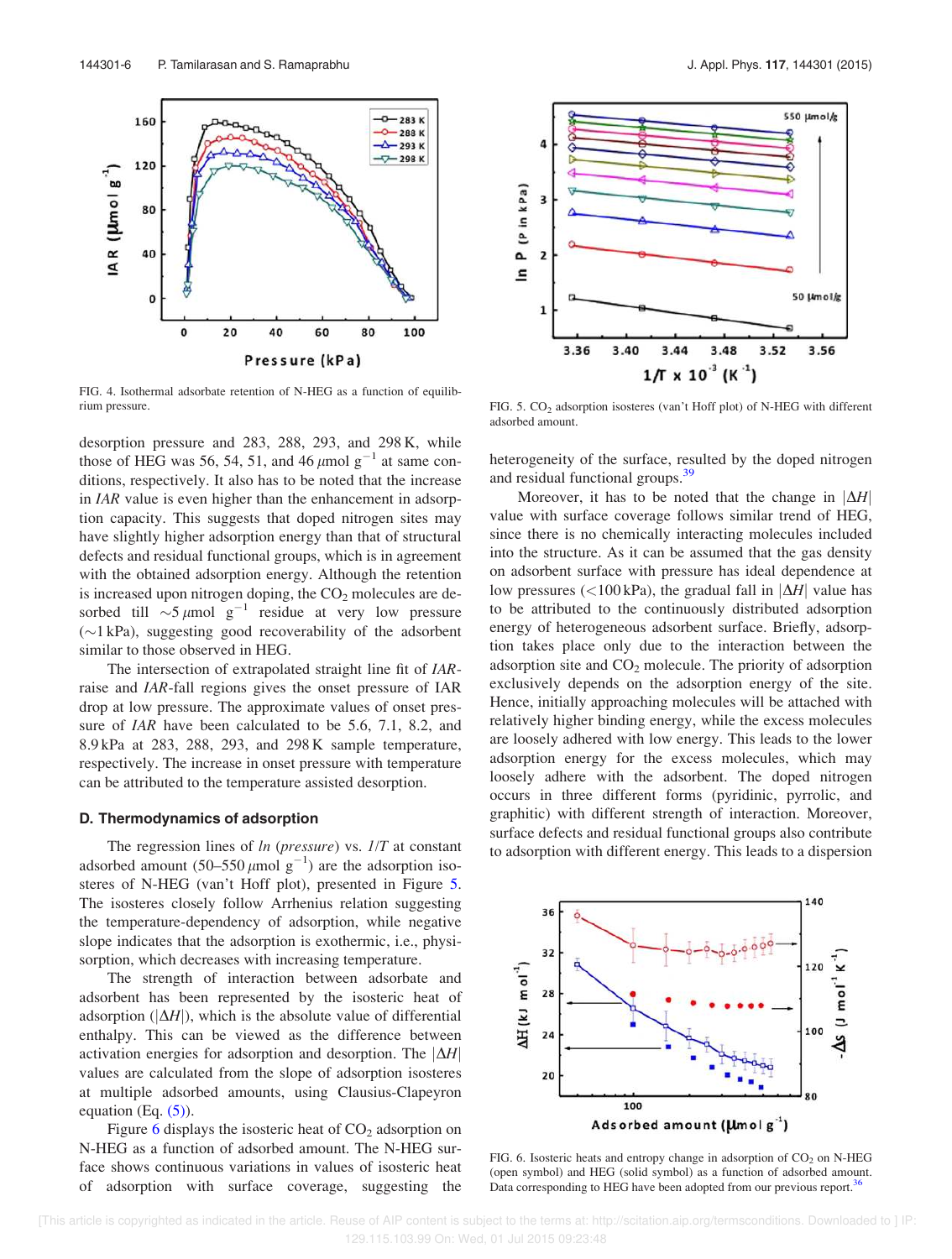FIG. 4. Isothermal adsorbate retention of N-HEG as a function of equilibrium pressure.

FIG. 5. $CO_2$ adsorption isosteres (van't Hoff plot) of N-HEG with different adsorbed amount.

desorption pressure and 283, 288, 293, and 298 K, while those of HEG was 56, 54, 51, and 46 $\mu$mol $g^{-1}$ at same conditions, respectively. It also has to be noted that the increase in *IAR* value is even higher than the enhancement in adsorption capacity. This suggests that doped nitrogen sites may have slightly higher adsorption energy than that of structural defects and residual functional groups, which is in agreement with the obtained adsorption energy. Although the retention is increased upon nitrogen doping, the $CO_2$ molecules are desorbed till $\sim$5 $\mu$mol $g^{-1}$ residue at very low pressure ($\sim$1 kPa), suggesting good recoverability of the adsorbent similar to those observed in HEG.

The intersection of extrapolated straight line fit of *IAR*-raise and *IAR*-fall regions gives the onset pressure of IAR drop at low pressure. The approximate values of onset pressure of *IAR* have been calculated to be 5.6, 7.1, 8.2, and 8.9 kPa at 283, 288, 293, and 298 K sample temperature, respectively. The increase in onset pressure with temperature can be attributed to the temperature assisted desorption.

### D. Thermodynamics of adsorption

The regression lines of *ln* (*pressure*) vs. *1/T* at constant adsorbed amount (50–550 $\mu$mol $g^{-1}$) are the adsorption isosteres of N-HEG (van't Hoff plot), presented in Figure 5. The isosteres closely follow Arrhenius relation suggesting the temperature-dependency of adsorption, while negative slope indicates that the adsorption is exothermic, i.e., physisorption, which decreases with increasing temperature.

The strength of interaction between adsorbate and adsorbent has been represented by the isosteric heat of adsorption ($|\Delta H|$), which is the absolute value of differential enthalpy. This can be viewed as the difference between activation energies for adsorption and desorption. The $|\Delta H|$ values are calculated from the slope of adsorption isosteres at multiple adsorbed amounts, using Clausius-Clapeyron equation (Eq. (5)).

Figure 6 displays the isosteric heat of $CO_2$ adsorption on N-HEG as a function of adsorbed amount. The N-HEG surface shows continuous variations in values of isosteric heat of adsorption with surface coverage, suggesting the heterogeneity of the surface, resulted by the doped nitrogen and residual functional groups.[39]

Moreover, it has to be noted that the change in $|\Delta H|$ value with surface coverage follows similar trend of HEG, since there is no chemically interacting molecules included into the structure. As it can be assumed that the gas density on adsorbent surface with pressure has ideal dependence at low pressures (<100 kPa), the gradual fall in $|\Delta H|$ value has to be attributed to the continuously distributed adsorption energy of heterogeneous adsorbent surface. Briefly, adsorption takes place only due to the interaction between the adsorption site and $CO_2$ molecule. The priority of adsorption exclusively depends on the adsorption energy of the site. Hence, initially approaching molecules will be attached with relatively higher binding energy, while the excess molecules are loosely adhered with low energy. This leads to the lower adsorption energy for the excess molecules, which may loosely adhere with the adsorbent. The doped nitrogen occurs in three different forms (pyridinic, pyrrolic, and graphitic) with different strength of interaction. Moreover, surface defects and residual functional groups also contribute to adsorption with different energy. This leads to a dispersion

FIG. 6. Isosteric heats and entropy change in adsorption of $CO_2$ on N-HEG (open symbol) and HEG (solid symbol) as a function of adsorbed amount. Data corresponding to HEG have been adopted from our previous report.[36]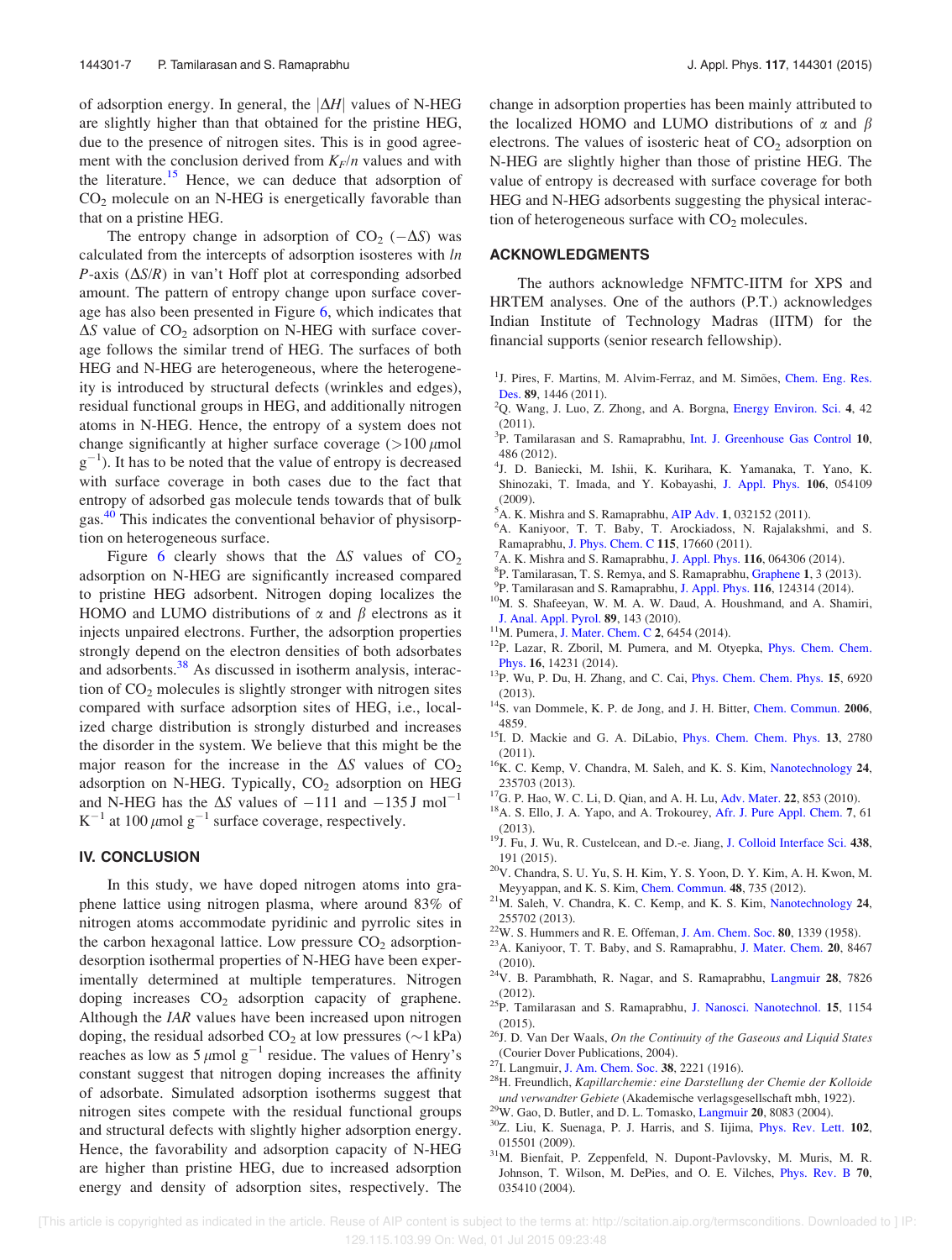of adsorption energy. In general, the $|\Delta H|$ values of N-HEG are slightly higher than that obtained for the pristine HEG, due to the presence of nitrogen sites. This is in good agreement with the conclusion derived from $K_F/n$ values and with the literature.[15] Hence, we can deduce that adsorption of $CO_2$ molecule on an N-HEG is energetically favorable than that on a pristine HEG.

The entropy change in adsorption of $CO_2$ ($-\Delta S$) was calculated from the intercepts of adsorption isosteres with *ln P*-axis ($\Delta S/R$) in van't Hoff plot at corresponding adsorbed amount. The pattern of entropy change upon surface coverage has also been presented in Figure 6, which indicates that $\Delta S$ value of $CO_2$ adsorption on N-HEG with surface coverage follows the similar trend of HEG. The surfaces of both HEG and N-HEG are heterogeneous, where the heterogeneity is introduced by structural defects (wrinkles and edges), residual functional groups in HEG, and additionally nitrogen atoms in N-HEG. Hence, the entropy of a system does not change significantly at higher surface coverage ($>100\,\mu$mol g$^{-1}$). It has to be noted that the value of entropy is decreased with surface coverage in both cases due to the fact that entropy of adsorbed gas molecule tends towards that of bulk gas.[40] This indicates the conventional behavior of physisorption on heterogeneous surface.

Figure 6 clearly shows that the $\Delta S$ values of $CO_2$ adsorption on N-HEG are significantly increased compared to pristine HEG adsorbent. Nitrogen doping localizes the HOMO and LUMO distributions of $\alpha$ and $\beta$ electrons as it injects unpaired electrons. Further, the adsorption properties strongly depend on the electron densities of both adsorbates and adsorbents.[38] As discussed in isotherm analysis, interaction of $CO_2$ molecules is slightly stronger with nitrogen sites compared with surface adsorption sites of HEG, i.e., localized charge distribution is strongly disturbed and increases the disorder in the system. We believe that this might be the major reason for the increase in the $\Delta S$ values of $CO_2$ adsorption on N-HEG. Typically, $CO_2$ adsorption on HEG and N-HEG has the $\Delta S$ values of $-111$ and $-135$ J mol$^{-1}$ K$^{-1}$ at 100 $\mu$mol g$^{-1}$ surface coverage, respectively.

## IV. CONCLUSION

In this study, we have doped nitrogen atoms into graphene lattice using nitrogen plasma, where around 83% of nitrogen atoms accommodate pyridinic and pyrrolic sites in the carbon hexagonal lattice. Low pressure $CO_2$ adsorption-desorption isothermal properties of N-HEG have been experimentally determined at multiple temperatures. Nitrogen doping increases $CO_2$ adsorption capacity of graphene. Although the *IAR* values have been increased upon nitrogen doping, the residual adsorbed $CO_2$ at low pressures ($\sim$1 kPa) reaches as low as 5 $\mu$mol g$^{-1}$ residue. The values of Henry's constant suggest that nitrogen doping increases the affinity of adsorbate. Simulated adsorption isotherms suggest that nitrogen sites compete with the residual functional groups and structural defects with slightly higher adsorption energy. Hence, the favorability and adsorption capacity of N-HEG are higher than pristine HEG, due to increased adsorption energy and density of adsorption sites, respectively. The change in adsorption properties has been mainly attributed to the localized HOMO and LUMO distributions of $\alpha$ and $\beta$ electrons. The values of isosteric heat of $CO_2$ adsorption on N-HEG are slightly higher than those of pristine HEG. The value of entropy is decreased with surface coverage for both HEG and N-HEG adsorbents suggesting the physical interaction of heterogeneous surface with $CO_2$ molecules.

## ACKNOWLEDGMENTS

The authors acknowledge NFMTC-IITM for XPS and HRTEM analyses. One of the authors (P.T.) acknowledges Indian Institute of Technology Madras (IITM) for the financial supports (senior research fellowship).

[1] J. Pires, F. Martins, M. Alvim-Ferraz, and M. Simões, Chem. Eng. Res. Des. **89**, 1446 (2011).
[2] Q. Wang, J. Luo, Z. Zhong, and A. Borgna, Energy Environ. Sci. **4**, 42 (2011).
[3] P. Tamilarasan and S. Ramaprabhu, Int. J. Greenhouse Gas Control **10**, 486 (2012).
[4] J. D. Baniecki, M. Ishii, K. Kurihara, K. Yamanaka, T. Yano, K. Shinozaki, T. Imada, and Y. Kobayashi, J. Appl. Phys. **106**, 054109 (2009).
[5] A. K. Mishra and S. Ramaprabhu, AIP Adv. **1**, 032152 (2011).
[6] A. Kaniyoor, T. T. Baby, T. Arockiadoss, N. Rajalakshmi, and S. Ramaprabhu, J. Phys. Chem. C **115**, 17660 (2011).
[7] A. K. Mishra and S. Ramaprabhu, J. Appl. Phys. **116**, 064306 (2014).
[8] P. Tamilarasan, T. S. Remya, and S. Ramaprabhu, Graphene **1**, 3 (2013).
[9] P. Tamilarasan and S. Ramaprabhu, J. Appl. Phys. **116**, 124314 (2014).
[10] M. S. Shafeeyan, W. M. A. W. Daud, A. Houshmand, and A. Shamiri, J. Anal. Appl. Pyrol. **89**, 143 (2010).
[11] M. Pumera, J. Mater. Chem. C **2**, 6454 (2014).
[12] P. Lazar, R. Zboril, M. Pumera, and M. Otyepka, Phys. Chem. Chem. Phys. **16**, 14231 (2014).
[13] P. Wu, P. Du, H. Zhang, and C. Cai, Phys. Chem. Chem. Phys. **15**, 6920 (2013).
[14] S. van Dommele, K. P. de Jong, and J. H. Bitter, Chem. Commun. **2006**, 4859.
[15] I. D. Mackie and G. A. DiLabio, Phys. Chem. Chem. Phys. **13**, 2780 (2011).
[16] K. C. Kemp, V. Chandra, M. Saleh, and K. S. Kim, Nanotechnology **24**, 235703 (2013).
[17] G. P. Hao, W. C. Li, D. Qian, and A. H. Lu, Adv. Mater. **22**, 853 (2010).
[18] A. S. Ello, J. A. Yapo, and A. Trokourey, Afr. J. Pure Appl. Chem. **7**, 61 (2013).
[19] J. Fu, J. Wu, R. Custelcean, and D.-e. Jiang, J. Colloid Interface Sci. **438**, 191 (2015).
[20] V. Chandra, S. U. Yu, S. H. Kim, Y. S. Yoon, D. Y. Kim, A. H. Kwon, M. Meyyappan, and K. S. Kim, Chem. Commun. **48**, 735 (2012).
[21] M. Saleh, V. Chandra, K. C. Kemp, and K. S. Kim, Nanotechnology **24**, 255702 (2013).
[22] W. S. Hummers and R. E. Offeman, J. Am. Chem. Soc. **80**, 1339 (1958).
[23] A. Kaniyoor, T. T. Baby, and S. Ramaprabhu, J. Mater. Chem. **20**, 8467 (2010).
[24] V. B. Parambhath, R. Nagar, and S. Ramaprabhu, Langmuir **28**, 7826 (2012).
[25] P. Tamilarasan and S. Ramaprabhu, J. Nanosci. Nanotechnol. **15**, 1154 (2015).
[26] J. D. Van Der Waals, *On the Continuity of the Gaseous and Liquid States* (Courier Dover Publications, 2004).
[27] I. Langmuir, J. Am. Chem. Soc. **38**, 2221 (1916).
[28] H. Freundlich, *Kapillarchemie: eine Darstellung der Chemie der Kolloide und verwandter Gebiete* (Akademische verlagsgesellschaft mbh, 1922).
[29] W. Gao, D. Butler, and D. L. Tomasko, Langmuir **20**, 8083 (2004).
[30] Z. Liu, K. Suenaga, P. J. Harris, and S. Iijima, Phys. Rev. Lett. **102**, 015501 (2009).
[31] M. Bienfait, P. Zeppenfeld, N. Dupont-Pavlovsky, M. Muris, M. R. Johnson, T. Wilson, M. DePies, and O. E. Vilches, Phys. Rev. B **70**, 035410 (2004).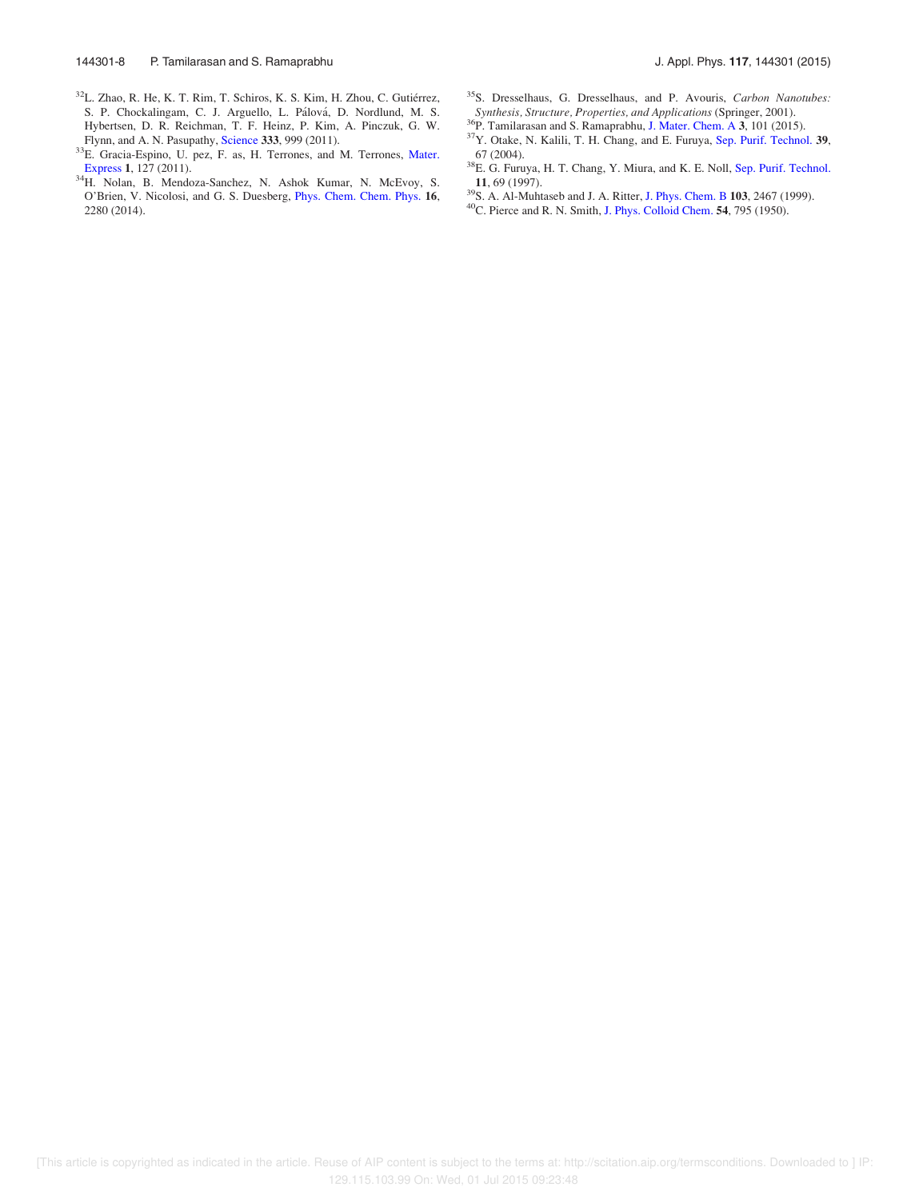[32] L. Zhao, R. He, K. T. Rim, T. Schiros, K. S. Kim, H. Zhou, C. Gutiérrez, S. P. Chockalingam, C. J. Arguello, L. Pálová, D. Nordlund, M. S. Hybertsen, D. R. Reichman, T. F. Heinz, P. Kim, A. Pinczuk, G. W. Flynn, and A. N. Pasupathy, Science **333**, 999 (2011).

[33] E. Gracia-Espino, U. pez, F. as, H. Terrones, and M. Terrones, Mater. Express **1**, 127 (2011).

[34] H. Nolan, B. Mendoza-Sanchez, N. Ashok Kumar, N. McEvoy, S. O'Brien, V. Nicolosi, and G. S. Duesberg, Phys. Chem. Chem. Phys. **16**, 2280 (2014).

[35] S. Dresselhaus, G. Dresselhaus, and P. Avouris, *Carbon Nanotubes: Synthesis, Structure, Properties, and Applications* (Springer, 2001).

[36] P. Tamilarasan and S. Ramaprabhu, J. Mater. Chem. A **3**, 101 (2015).

[37] Y. Otake, N. Kalili, T. H. Chang, and E. Furuya, Sep. Purif. Technol. **39**, 67 (2004).

[38] E. G. Furuya, H. T. Chang, Y. Miura, and K. E. Noll, Sep. Purif. Technol. **11**, 69 (1997).

[39] S. A. Al-Muhtaseb and J. A. Ritter, J. Phys. Chem. B **103**, 2467 (1999).

[40] C. Pierce and R. N. Smith, J. Phys. Colloid Chem. **54**, 795 (1950).